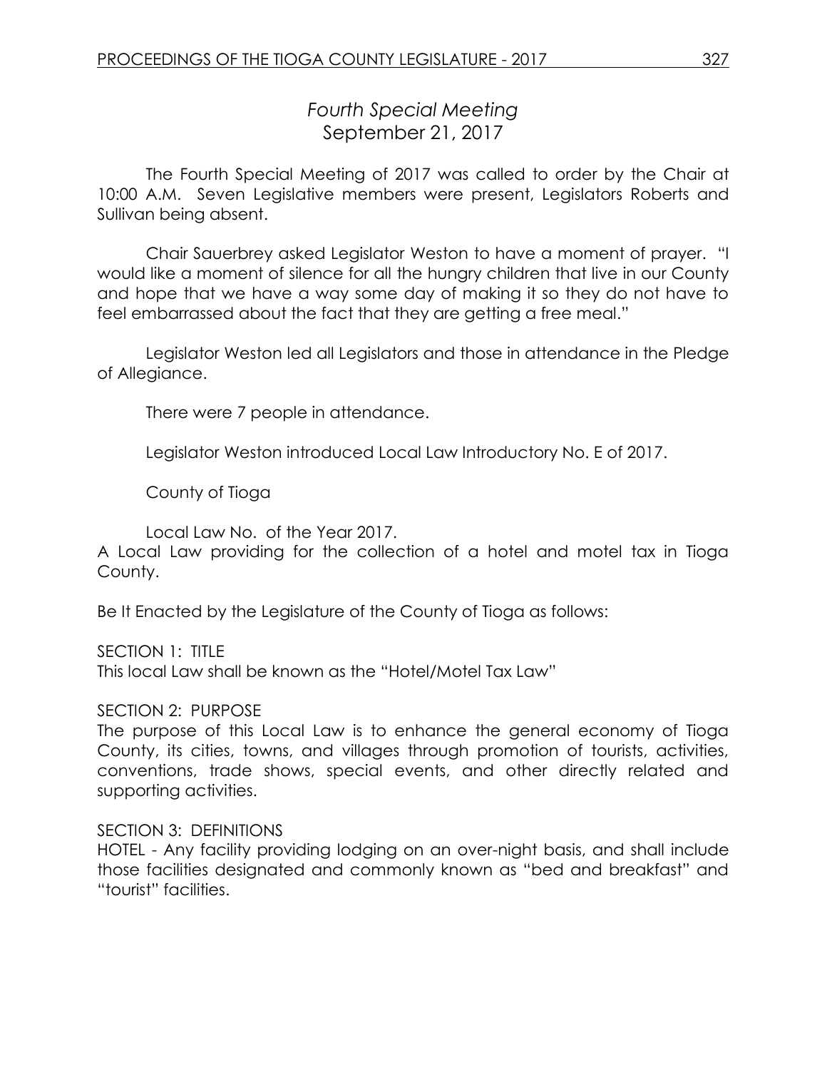# *Fourth Special Meeting*
## September 21, 2017

The Fourth Special Meeting of 2017 was called to order by the Chair at 10:00 A.M. Seven Legislative members were present, Legislators Roberts and Sullivan being absent.

Chair Sauerbrey asked Legislator Weston to have a moment of prayer. "I would like a moment of silence for all the hungry children that live in our County and hope that we have a way some day of making it so they do not have to feel embarrassed about the fact that they are getting a free meal."

Legislator Weston led all Legislators and those in attendance in the Pledge of Allegiance.

There were 7 people in attendance.

Legislator Weston introduced Local Law Introductory No. E of 2017.

County of Tioga

Local Law No. of the Year 2017.

A Local Law providing for the collection of a hotel and motel tax in Tioga County.

Be It Enacted by the Legislature of the County of Tioga as follows:

SECTION 1: TITLE

This local Law shall be known as the "Hotel/Motel Tax Law"

SECTION 2: PURPOSE

The purpose of this Local Law is to enhance the general economy of Tioga County, its cities, towns, and villages through promotion of tourists, activities, conventions, trade shows, special events, and other directly related and supporting activities.

SECTION 3: DEFINITIONS

HOTEL - Any facility providing lodging on an over-night basis, and shall include those facilities designated and commonly known as "bed and breakfast" and "tourist" facilities.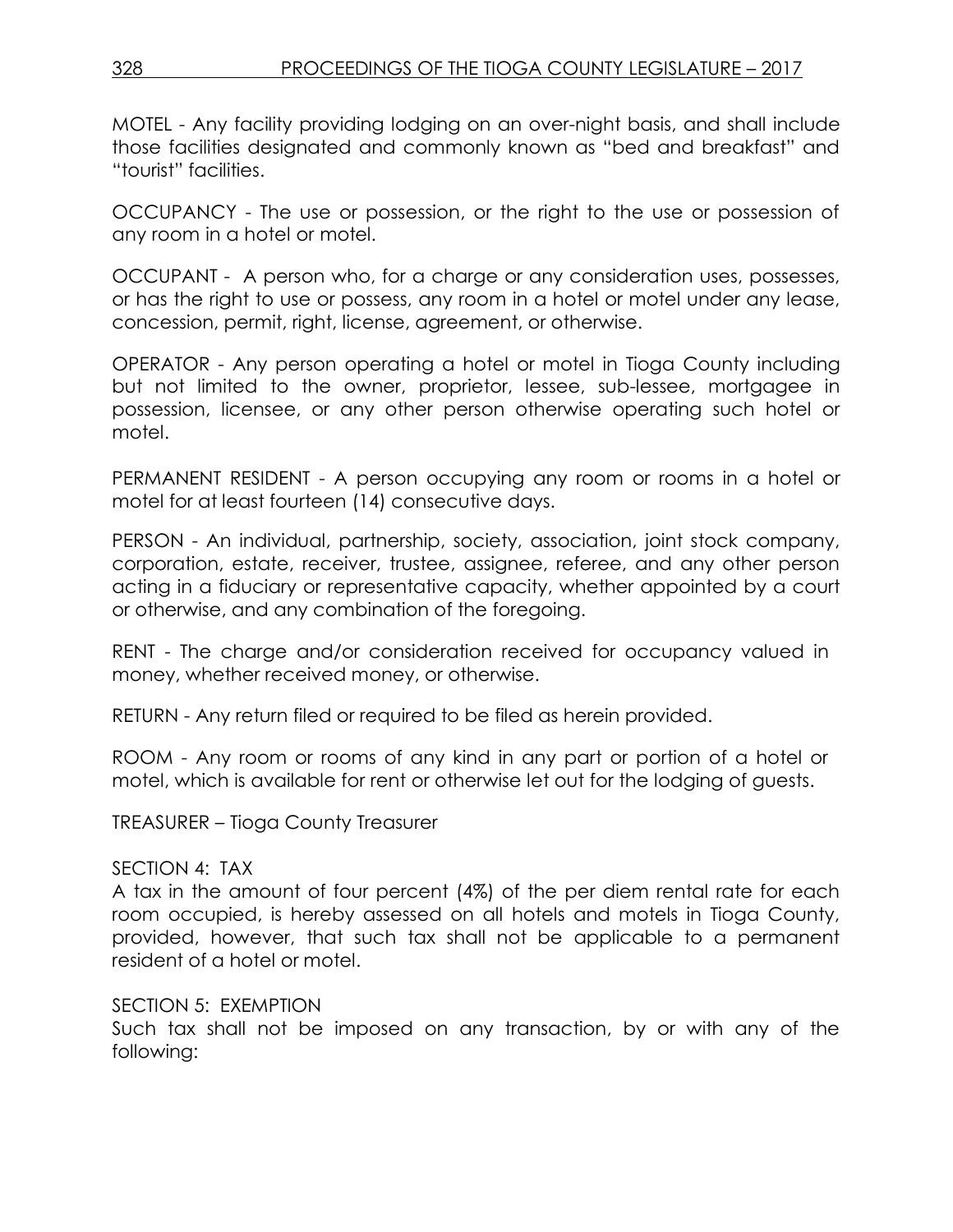MOTEL - Any facility providing lodging on an over-night basis, and shall include those facilities designated and commonly known as "bed and breakfast" and "tourist" facilities.

OCCUPANCY - The use or possession, or the right to the use or possession of any room in a hotel or motel.

OCCUPANT - A person who, for a charge or any consideration uses, possesses, or has the right to use or possess, any room in a hotel or motel under any lease, concession, permit, right, license, agreement, or otherwise.

OPERATOR - Any person operating a hotel or motel in Tioga County including but not limited to the owner, proprietor, lessee, sub-lessee, mortgagee in possession, licensee, or any other person otherwise operating such hotel or motel.

PERMANENT RESIDENT - A person occupying any room or rooms in a hotel or motel for at least fourteen (14) consecutive days.

PERSON - An individual, partnership, society, association, joint stock company, corporation, estate, receiver, trustee, assignee, referee, and any other person acting in a fiduciary or representative capacity, whether appointed by a court or otherwise, and any combination of the foregoing.

RENT - The charge and/or consideration received for occupancy valued in money, whether received money, or otherwise.

RETURN - Any return filed or required to be filed as herein provided.

ROOM - Any room or rooms of any kind in any part or portion of a hotel or motel, which is available for rent or otherwise let out for the lodging of guests.

TREASURER – Tioga County Treasurer

SECTION 4: TAX
A tax in the amount of four percent (4%) of the per diem rental rate for each room occupied, is hereby assessed on all hotels and motels in Tioga County, provided, however, that such tax shall not be applicable to a permanent resident of a hotel or motel.

SECTION 5: EXEMPTION
Such tax shall not be imposed on any transaction, by or with any of the following: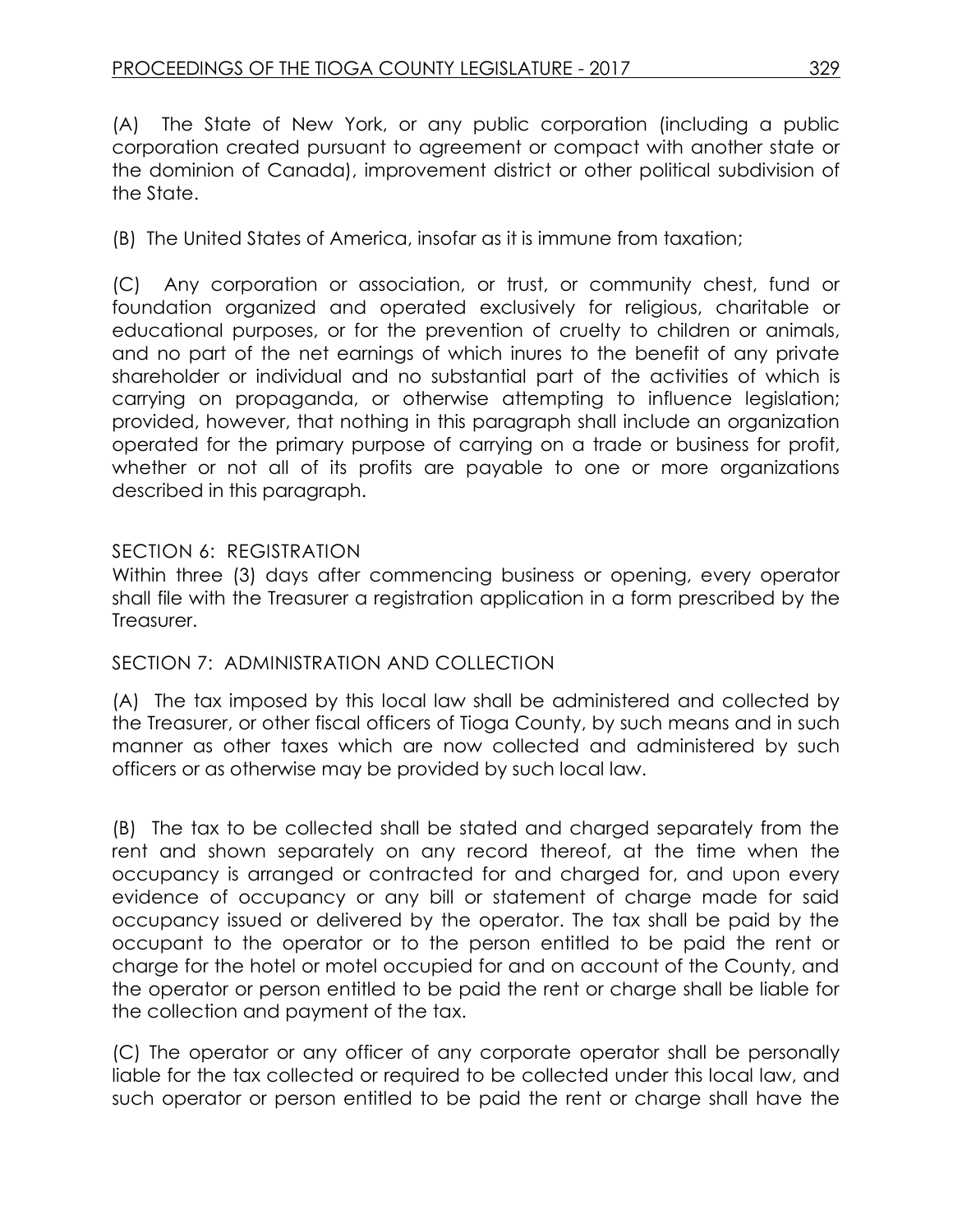(A) The State of New York, or any public corporation (including a public corporation created pursuant to agreement or compact with another state or the dominion of Canada), improvement district or other political subdivision of the State.

(B) The United States of America, insofar as it is immune from taxation;

(C) Any corporation or association, or trust, or community chest, fund or foundation organized and operated exclusively for religious, charitable or educational purposes, or for the prevention of cruelty to children or animals, and no part of the net earnings of which inures to the benefit of any private shareholder or individual and no substantial part of the activities of which is carrying on propaganda, or otherwise attempting to influence legislation; provided, however, that nothing in this paragraph shall include an organization operated for the primary purpose of carrying on a trade or business for profit, whether or not all of its profits are payable to one or more organizations described in this paragraph.

SECTION 6: REGISTRATION
Within three (3) days after commencing business or opening, every operator shall file with the Treasurer a registration application in a form prescribed by the Treasurer.

SECTION 7: ADMINISTRATION AND COLLECTION

(A) The tax imposed by this local law shall be administered and collected by the Treasurer, or other fiscal officers of Tioga County, by such means and in such manner as other taxes which are now collected and administered by such officers or as otherwise may be provided by such local law.

(B) The tax to be collected shall be stated and charged separately from the rent and shown separately on any record thereof, at the time when the occupancy is arranged or contracted for and charged for, and upon every evidence of occupancy or any bill or statement of charge made for said occupancy issued or delivered by the operator. The tax shall be paid by the occupant to the operator or to the person entitled to be paid the rent or charge for the hotel or motel occupied for and on account of the County, and the operator or person entitled to be paid the rent or charge shall be liable for the collection and payment of the tax.

(C) The operator or any officer of any corporate operator shall be personally liable for the tax collected or required to be collected under this local law, and such operator or person entitled to be paid the rent or charge shall have the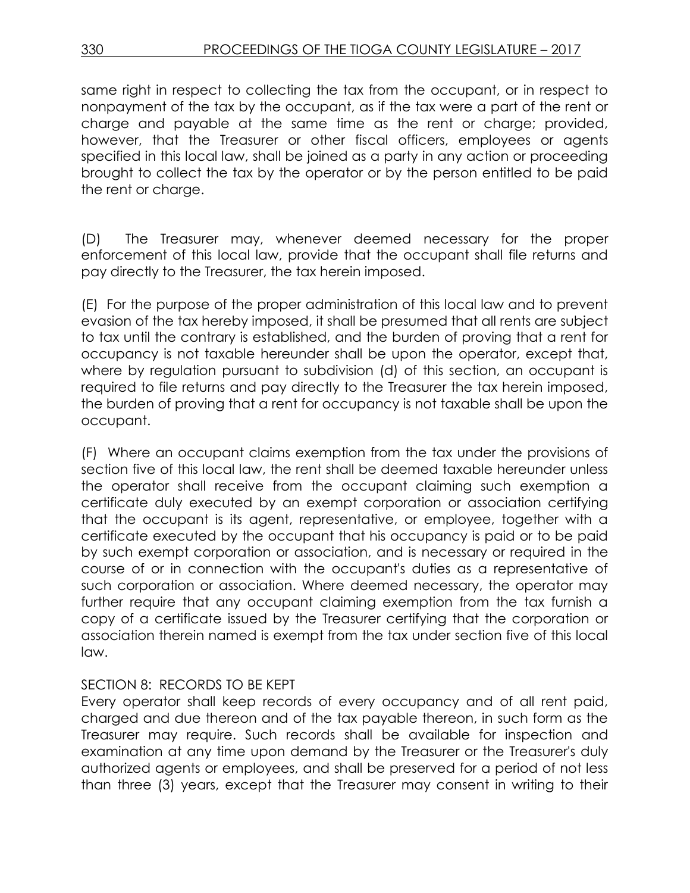same right in respect to collecting the tax from the occupant, or in respect to nonpayment of the tax by the occupant, as if the tax were a part of the rent or charge and payable at the same time as the rent or charge; provided, however, that the Treasurer or other fiscal officers, employees or agents specified in this local law, shall be joined as a party in any action or proceeding brought to collect the tax by the operator or by the person entitled to be paid the rent or charge.

(D) The Treasurer may, whenever deemed necessary for the proper enforcement of this local law, provide that the occupant shall file returns and pay directly to the Treasurer, the tax herein imposed.

(E) For the purpose of the proper administration of this local law and to prevent evasion of the tax hereby imposed, it shall be presumed that all rents are subject to tax until the contrary is established, and the burden of proving that a rent for occupancy is not taxable hereunder shall be upon the operator, except that, where by regulation pursuant to subdivision (d) of this section, an occupant is required to file returns and pay directly to the Treasurer the tax herein imposed, the burden of proving that a rent for occupancy is not taxable shall be upon the occupant.

(F) Where an occupant claims exemption from the tax under the provisions of section five of this local law, the rent shall be deemed taxable hereunder unless the operator shall receive from the occupant claiming such exemption a certificate duly executed by an exempt corporation or association certifying that the occupant is its agent, representative, or employee, together with a certificate executed by the occupant that his occupancy is paid or to be paid by such exempt corporation or association, and is necessary or required in the course of or in connection with the occupant's duties as a representative of such corporation or association. Where deemed necessary, the operator may further require that any occupant claiming exemption from the tax furnish a copy of a certificate issued by the Treasurer certifying that the corporation or association therein named is exempt from the tax under section five of this local law.

SECTION 8: RECORDS TO BE KEPT

Every operator shall keep records of every occupancy and of all rent paid, charged and due thereon and of the tax payable thereon, in such form as the Treasurer may require. Such records shall be available for inspection and examination at any time upon demand by the Treasurer or the Treasurer's duly authorized agents or employees, and shall be preserved for a period of not less than three (3) years, except that the Treasurer may consent in writing to their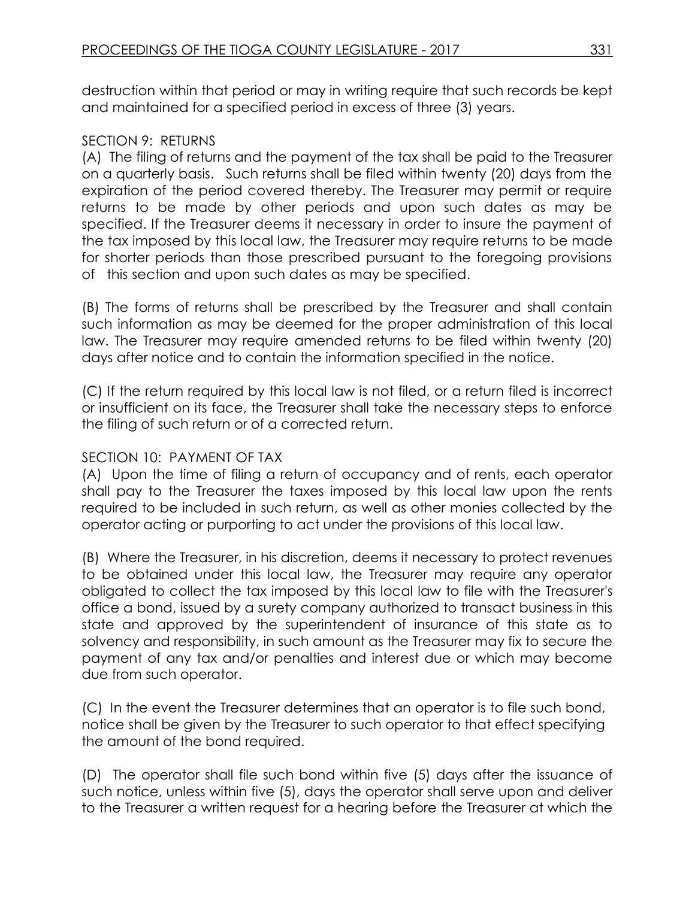destruction within that period or may in writing require that such records be kept and maintained for a specified period in excess of three (3) years.

SECTION 9: RETURNS

(A) The filing of returns and the payment of the tax shall be paid to the Treasurer on a quarterly basis. Such returns shall be filed within twenty (20) days from the expiration of the period covered thereby. The Treasurer may permit or require returns to be made by other periods and upon such dates as may be specified. If the Treasurer deems it necessary in order to insure the payment of the tax imposed by this local law, the Treasurer may require returns to be made for shorter periods than those prescribed pursuant to the foregoing provisions of this section and upon such dates as may be specified.

(B) The forms of returns shall be prescribed by the Treasurer and shall contain such information as may be deemed for the proper administration of this local law. The Treasurer may require amended returns to be filed within twenty (20) days after notice and to contain the information specified in the notice.

(C) If the return required by this local law is not filed, or a return filed is incorrect or insufficient on its face, the Treasurer shall take the necessary steps to enforce the filing of such return or of a corrected return.

SECTION 10: PAYMENT OF TAX

(A) Upon the time of filing a return of occupancy and of rents, each operator shall pay to the Treasurer the taxes imposed by this local law upon the rents required to be included in such return, as well as other monies collected by the operator acting or purporting to act under the provisions of this local law.

(B) Where the Treasurer, in his discretion, deems it necessary to protect revenues to be obtained under this local law, the Treasurer may require any operator obligated to collect the tax imposed by this local law to file with the Treasurer's office a bond, issued by a surety company authorized to transact business in this state and approved by the superintendent of insurance of this state as to solvency and responsibility, in such amount as the Treasurer may fix to secure the payment of any tax and/or penalties and interest due or which may become due from such operator.

(C) In the event the Treasurer determines that an operator is to file such bond, notice shall be given by the Treasurer to such operator to that effect specifying the amount of the bond required.

(D) The operator shall file such bond within five (5) days after the issuance of such notice, unless within five (5), days the operator shall serve upon and deliver to the Treasurer a written request for a hearing before the Treasurer at which the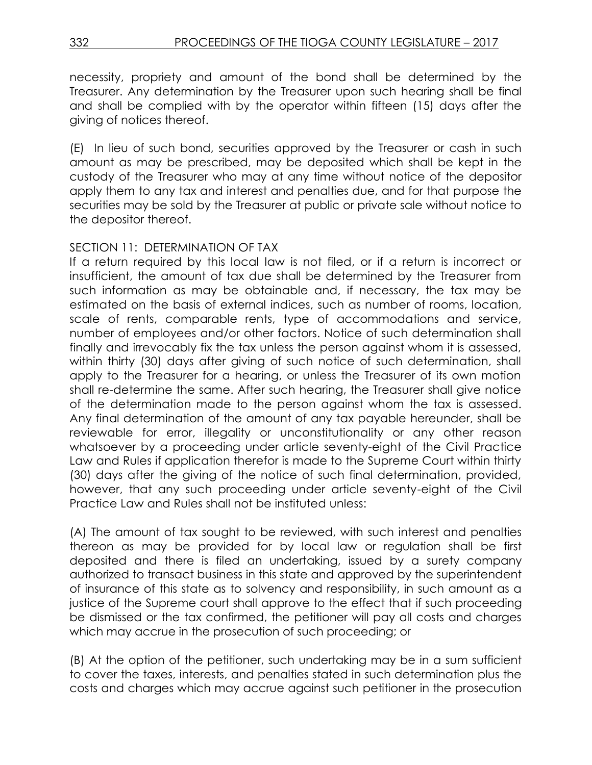necessity, propriety and amount of the bond shall be determined by the Treasurer. Any determination by the Treasurer upon such hearing shall be final and shall be complied with by the operator within fifteen (15) days after the giving of notices thereof.

(E) In lieu of such bond, securities approved by the Treasurer or cash in such amount as may be prescribed, may be deposited which shall be kept in the custody of the Treasurer who may at any time without notice of the depositor apply them to any tax and interest and penalties due, and for that purpose the securities may be sold by the Treasurer at public or private sale without notice to the depositor thereof.

SECTION 11: DETERMINATION OF TAX

If a return required by this local law is not filed, or if a return is incorrect or insufficient, the amount of tax due shall be determined by the Treasurer from such information as may be obtainable and, if necessary, the tax may be estimated on the basis of external indices, such as number of rooms, location, scale of rents, comparable rents, type of accommodations and service, number of employees and/or other factors. Notice of such determination shall finally and irrevocably fix the tax unless the person against whom it is assessed, within thirty (30) days after giving of such notice of such determination, shall apply to the Treasurer for a hearing, or unless the Treasurer of its own motion shall re-determine the same. After such hearing, the Treasurer shall give notice of the determination made to the person against whom the tax is assessed. Any final determination of the amount of any tax payable hereunder, shall be reviewable for error, illegality or unconstitutionality or any other reason whatsoever by a proceeding under article seventy-eight of the Civil Practice Law and Rules if application therefor is made to the Supreme Court within thirty (30) days after the giving of the notice of such final determination, provided, however, that any such proceeding under article seventy-eight of the Civil Practice Law and Rules shall not be instituted unless:

(A) The amount of tax sought to be reviewed, with such interest and penalties thereon as may be provided for by local law or regulation shall be first deposited and there is filed an undertaking, issued by a surety company authorized to transact business in this state and approved by the superintendent of insurance of this state as to solvency and responsibility, in such amount as a justice of the Supreme court shall approve to the effect that if such proceeding be dismissed or the tax confirmed, the petitioner will pay all costs and charges which may accrue in the prosecution of such proceeding; or

(B) At the option of the petitioner, such undertaking may be in a sum sufficient to cover the taxes, interests, and penalties stated in such determination plus the costs and charges which may accrue against such petitioner in the prosecution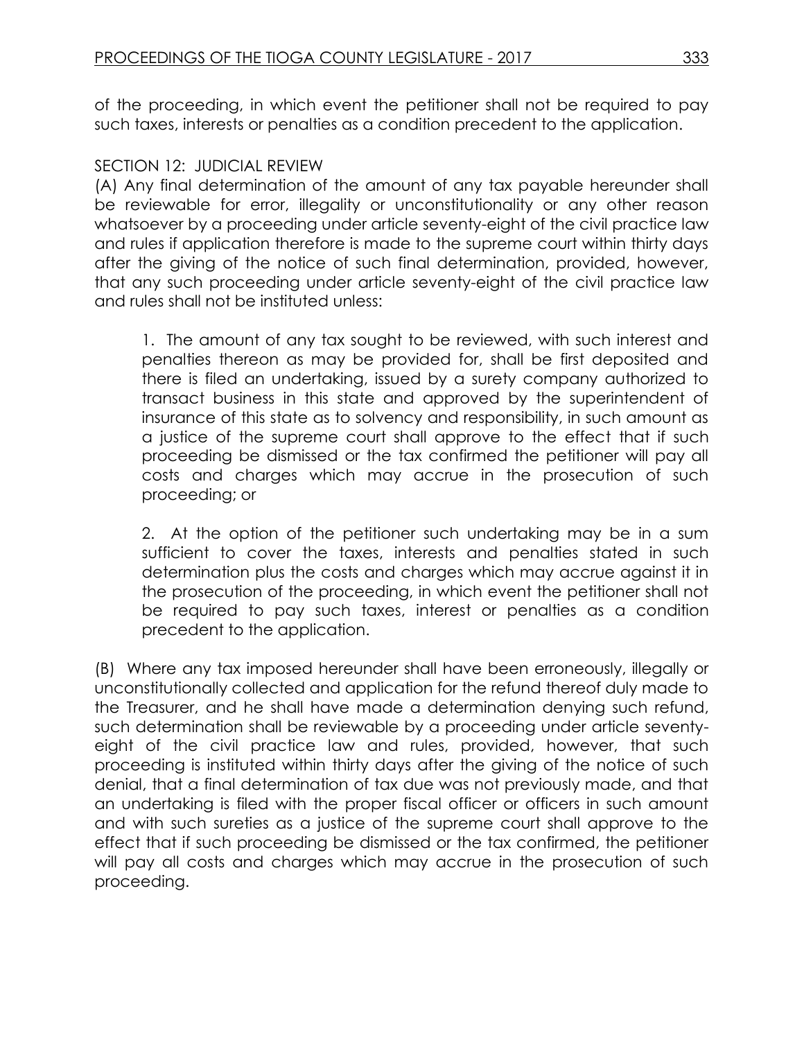of the proceeding, in which event the petitioner shall not be required to pay such taxes, interests or penalties as a condition precedent to the application.

SECTION 12: JUDICIAL REVIEW

(A) Any final determination of the amount of any tax payable hereunder shall be reviewable for error, illegality or unconstitutionality or any other reason whatsoever by a proceeding under article seventy-eight of the civil practice law and rules if application therefore is made to the supreme court within thirty days after the giving of the notice of such final determination, provided, however, that any such proceeding under article seventy-eight of the civil practice law and rules shall not be instituted unless:

1. The amount of any tax sought to be reviewed, with such interest and penalties thereon as may be provided for, shall be first deposited and there is filed an undertaking, issued by a surety company authorized to transact business in this state and approved by the superintendent of insurance of this state as to solvency and responsibility, in such amount as a justice of the supreme court shall approve to the effect that if such proceeding be dismissed or the tax confirmed the petitioner will pay all costs and charges which may accrue in the prosecution of such proceeding; or

2. At the option of the petitioner such undertaking may be in a sum sufficient to cover the taxes, interests and penalties stated in such determination plus the costs and charges which may accrue against it in the prosecution of the proceeding, in which event the petitioner shall not be required to pay such taxes, interest or penalties as a condition precedent to the application.

(B) Where any tax imposed hereunder shall have been erroneously, illegally or unconstitutionally collected and application for the refund thereof duly made to the Treasurer, and he shall have made a determination denying such refund, such determination shall be reviewable by a proceeding under article seventy-eight of the civil practice law and rules, provided, however, that such proceeding is instituted within thirty days after the giving of the notice of such denial, that a final determination of tax due was not previously made, and that an undertaking is filed with the proper fiscal officer or officers in such amount and with such sureties as a justice of the supreme court shall approve to the effect that if such proceeding be dismissed or the tax confirmed, the petitioner will pay all costs and charges which may accrue in the prosecution of such proceeding.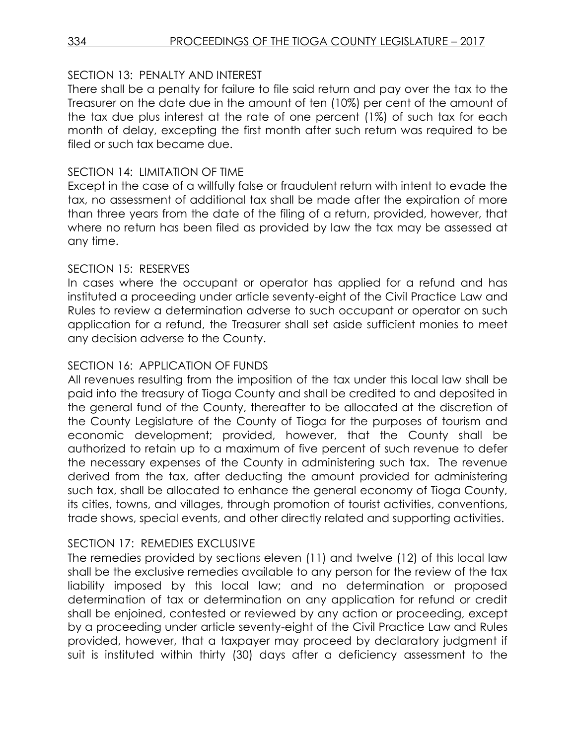### SECTION 13: PENALTY AND INTEREST

There shall be a penalty for failure to file said return and pay over the tax to the Treasurer on the date due in the amount of ten (10%) per cent of the amount of the tax due plus interest at the rate of one percent (1%) of such tax for each month of delay, excepting the first month after such return was required to be filed or such tax became due.

### SECTION 14: LIMITATION OF TIME

Except in the case of a willfully false or fraudulent return with intent to evade the tax, no assessment of additional tax shall be made after the expiration of more than three years from the date of the filing of a return, provided, however, that where no return has been filed as provided by law the tax may be assessed at any time.

### SECTION 15: RESERVES

In cases where the occupant or operator has applied for a refund and has instituted a proceeding under article seventy-eight of the Civil Practice Law and Rules to review a determination adverse to such occupant or operator on such application for a refund, the Treasurer shall set aside sufficient monies to meet any decision adverse to the County.

### SECTION 16: APPLICATION OF FUNDS

All revenues resulting from the imposition of the tax under this local law shall be paid into the treasury of Tioga County and shall be credited to and deposited in the general fund of the County, thereafter to be allocated at the discretion of the County Legislature of the County of Tioga for the purposes of tourism and economic development; provided, however, that the County shall be authorized to retain up to a maximum of five percent of such revenue to defer the necessary expenses of the County in administering such tax. The revenue derived from the tax, after deducting the amount provided for administering such tax, shall be allocated to enhance the general economy of Tioga County, its cities, towns, and villages, through promotion of tourist activities, conventions, trade shows, special events, and other directly related and supporting activities.

### SECTION 17: REMEDIES EXCLUSIVE

The remedies provided by sections eleven (11) and twelve (12) of this local law shall be the exclusive remedies available to any person for the review of the tax liability imposed by this local law; and no determination or proposed determination of tax or determination on any application for refund or credit shall be enjoined, contested or reviewed by any action or proceeding, except by a proceeding under article seventy-eight of the Civil Practice Law and Rules provided, however, that a taxpayer may proceed by declaratory judgment if suit is instituted within thirty (30) days after a deficiency assessment to the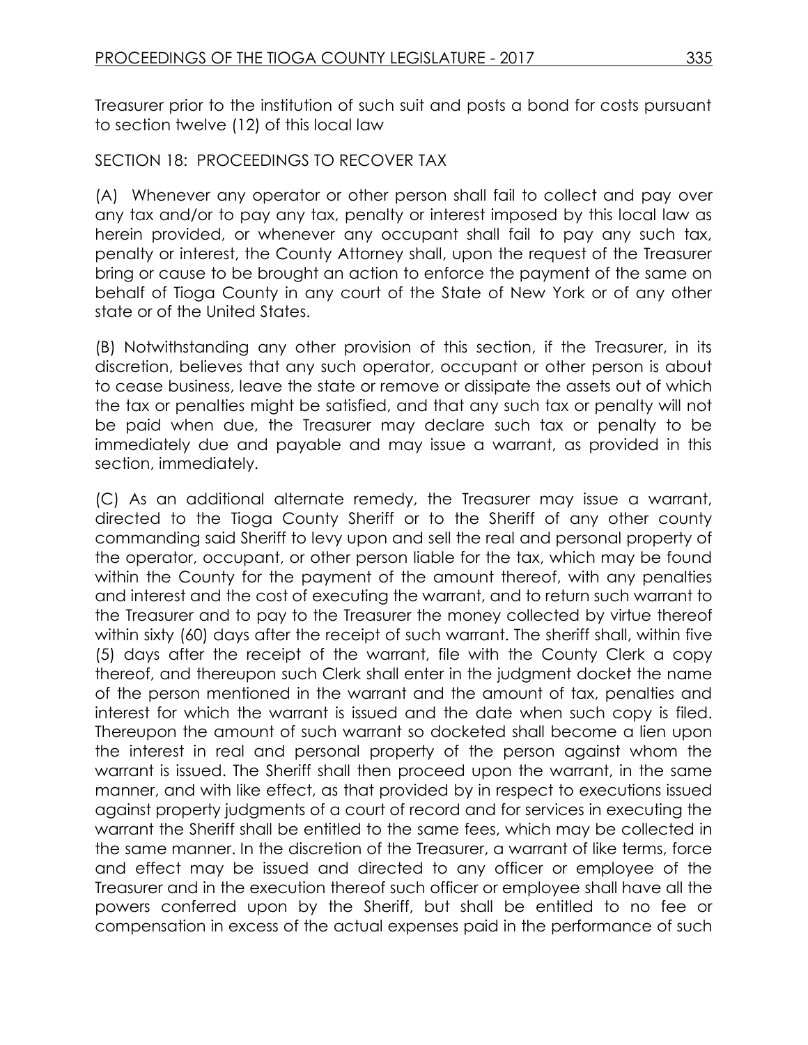Treasurer prior to the institution of such suit and posts a bond for costs pursuant to section twelve (12) of this local law

SECTION 18: PROCEEDINGS TO RECOVER TAX

(A) Whenever any operator or other person shall fail to collect and pay over any tax and/or to pay any tax, penalty or interest imposed by this local law as herein provided, or whenever any occupant shall fail to pay any such tax, penalty or interest, the County Attorney shall, upon the request of the Treasurer bring or cause to be brought an action to enforce the payment of the same on behalf of Tioga County in any court of the State of New York or of any other state or of the United States.

(B) Notwithstanding any other provision of this section, if the Treasurer, in its discretion, believes that any such operator, occupant or other person is about to cease business, leave the state or remove or dissipate the assets out of which the tax or penalties might be satisfied, and that any such tax or penalty will not be paid when due, the Treasurer may declare such tax or penalty to be immediately due and payable and may issue a warrant, as provided in this section, immediately.

(C) As an additional alternate remedy, the Treasurer may issue a warrant, directed to the Tioga County Sheriff or to the Sheriff of any other county commanding said Sheriff to levy upon and sell the real and personal property of the operator, occupant, or other person liable for the tax, which may be found within the County for the payment of the amount thereof, with any penalties and interest and the cost of executing the warrant, and to return such warrant to the Treasurer and to pay to the Treasurer the money collected by virtue thereof within sixty (60) days after the receipt of such warrant. The sheriff shall, within five (5) days after the receipt of the warrant, file with the County Clerk a copy thereof, and thereupon such Clerk shall enter in the judgment docket the name of the person mentioned in the warrant and the amount of tax, penalties and interest for which the warrant is issued and the date when such copy is filed. Thereupon the amount of such warrant so docketed shall become a lien upon the interest in real and personal property of the person against whom the warrant is issued. The Sheriff shall then proceed upon the warrant, in the same manner, and with like effect, as that provided by in respect to executions issued against property judgments of a court of record and for services in executing the warrant the Sheriff shall be entitled to the same fees, which may be collected in the same manner. In the discretion of the Treasurer, a warrant of like terms, force and effect may be issued and directed to any officer or employee of the Treasurer and in the execution thereof such officer or employee shall have all the powers conferred upon by the Sheriff, but shall be entitled to no fee or compensation in excess of the actual expenses paid in the performance of such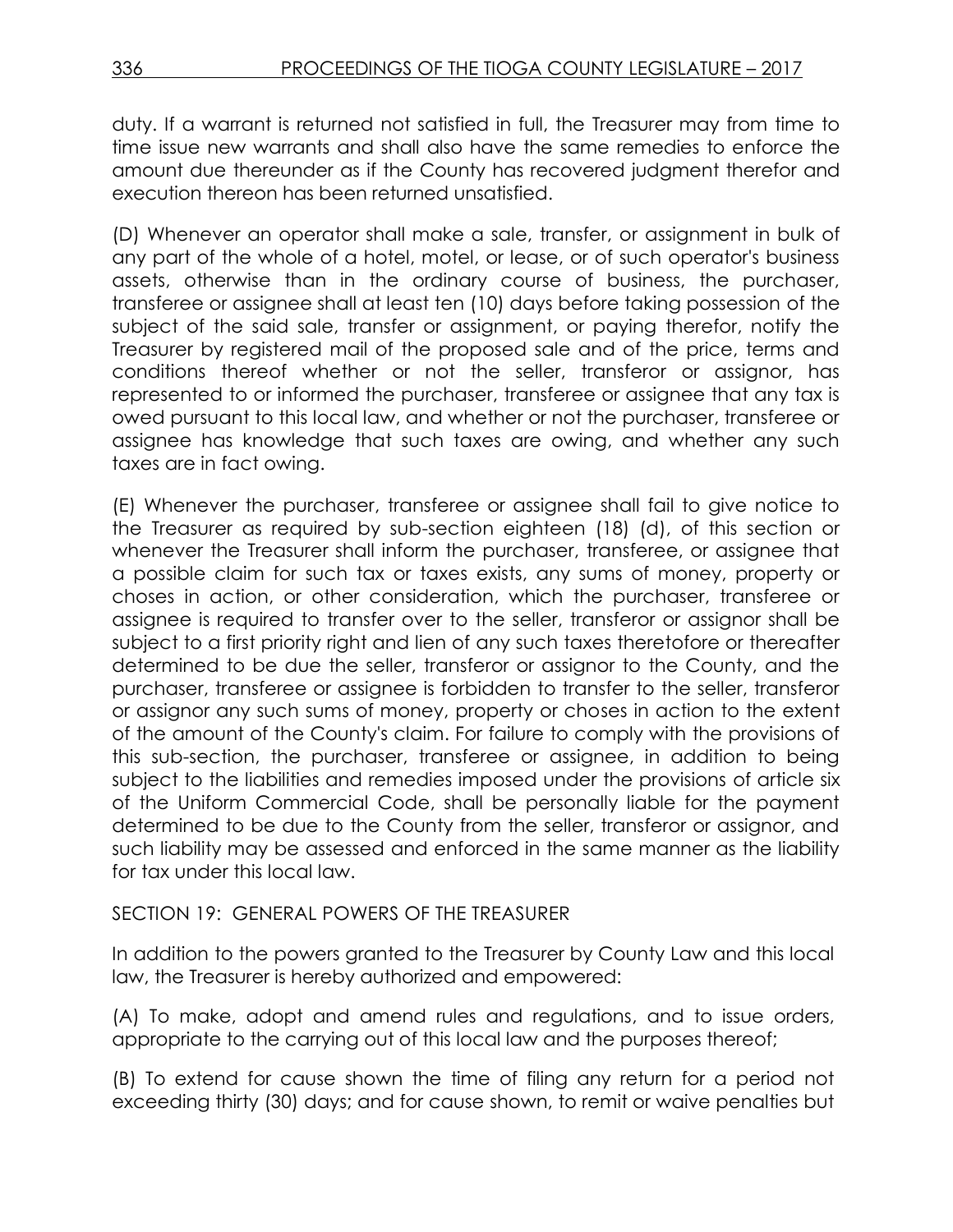duty. If a warrant is returned not satisfied in full, the Treasurer may from time to time issue new warrants and shall also have the same remedies to enforce the amount due thereunder as if the County has recovered judgment therefor and execution thereon has been returned unsatisfied.

(D) Whenever an operator shall make a sale, transfer, or assignment in bulk of any part of the whole of a hotel, motel, or lease, or of such operator's business assets, otherwise than in the ordinary course of business, the purchaser, transferee or assignee shall at least ten (10) days before taking possession of the subject of the said sale, transfer or assignment, or paying therefor, notify the Treasurer by registered mail of the proposed sale and of the price, terms and conditions thereof whether or not the seller, transferor or assignor, has represented to or informed the purchaser, transferee or assignee that any tax is owed pursuant to this local law, and whether or not the purchaser, transferee or assignee has knowledge that such taxes are owing, and whether any such taxes are in fact owing.

(E) Whenever the purchaser, transferee or assignee shall fail to give notice to the Treasurer as required by sub-section eighteen (18) (d), of this section or whenever the Treasurer shall inform the purchaser, transferee, or assignee that a possible claim for such tax or taxes exists, any sums of money, property or choses in action, or other consideration, which the purchaser, transferee or assignee is required to transfer over to the seller, transferor or assignor shall be subject to a first priority right and lien of any such taxes theretofore or thereafter determined to be due the seller, transferor or assignor to the County, and the purchaser, transferee or assignee is forbidden to transfer to the seller, transferor or assignor any such sums of money, property or choses in action to the extent of the amount of the County's claim. For failure to comply with the provisions of this sub-section, the purchaser, transferee or assignee, in addition to being subject to the liabilities and remedies imposed under the provisions of article six of the Uniform Commercial Code, shall be personally liable for the payment determined to be due to the County from the seller, transferor or assignor, and such liability may be assessed and enforced in the same manner as the liability for tax under this local law.

SECTION 19: GENERAL POWERS OF THE TREASURER

In addition to the powers granted to the Treasurer by County Law and this local law, the Treasurer is hereby authorized and empowered:

(A) To make, adopt and amend rules and regulations, and to issue orders, appropriate to the carrying out of this local law and the purposes thereof;

(B) To extend for cause shown the time of filing any return for a period not exceeding thirty (30) days; and for cause shown, to remit or waive penalties but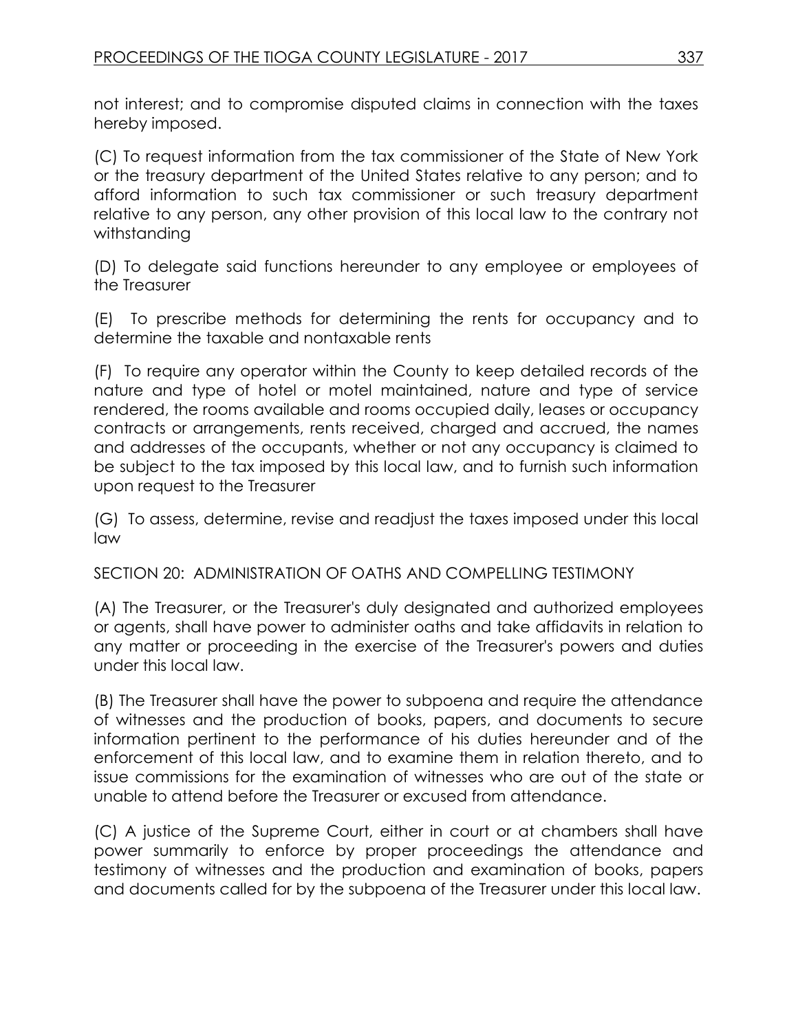not interest; and to compromise disputed claims in connection with the taxes hereby imposed.

(C) To request information from the tax commissioner of the State of New York or the treasury department of the United States relative to any person; and to afford information to such tax commissioner or such treasury department relative to any person, any other provision of this local law to the contrary not withstanding

(D) To delegate said functions hereunder to any employee or employees of the Treasurer

(E) To prescribe methods for determining the rents for occupancy and to determine the taxable and nontaxable rents

(F) To require any operator within the County to keep detailed records of the nature and type of hotel or motel maintained, nature and type of service rendered, the rooms available and rooms occupied daily, leases or occupancy contracts or arrangements, rents received, charged and accrued, the names and addresses of the occupants, whether or not any occupancy is claimed to be subject to the tax imposed by this local law, and to furnish such information upon request to the Treasurer

(G) To assess, determine, revise and readjust the taxes imposed under this local law

SECTION 20: ADMINISTRATION OF OATHS AND COMPELLING TESTIMONY

(A) The Treasurer, or the Treasurer's duly designated and authorized employees or agents, shall have power to administer oaths and take affidavits in relation to any matter or proceeding in the exercise of the Treasurer's powers and duties under this local law.

(B) The Treasurer shall have the power to subpoena and require the attendance of witnesses and the production of books, papers, and documents to secure information pertinent to the performance of his duties hereunder and of the enforcement of this local law, and to examine them in relation thereto, and to issue commissions for the examination of witnesses who are out of the state or unable to attend before the Treasurer or excused from attendance.

(C) A justice of the Supreme Court, either in court or at chambers shall have power summarily to enforce by proper proceedings the attendance and testimony of witnesses and the production and examination of books, papers and documents called for by the subpoena of the Treasurer under this local law.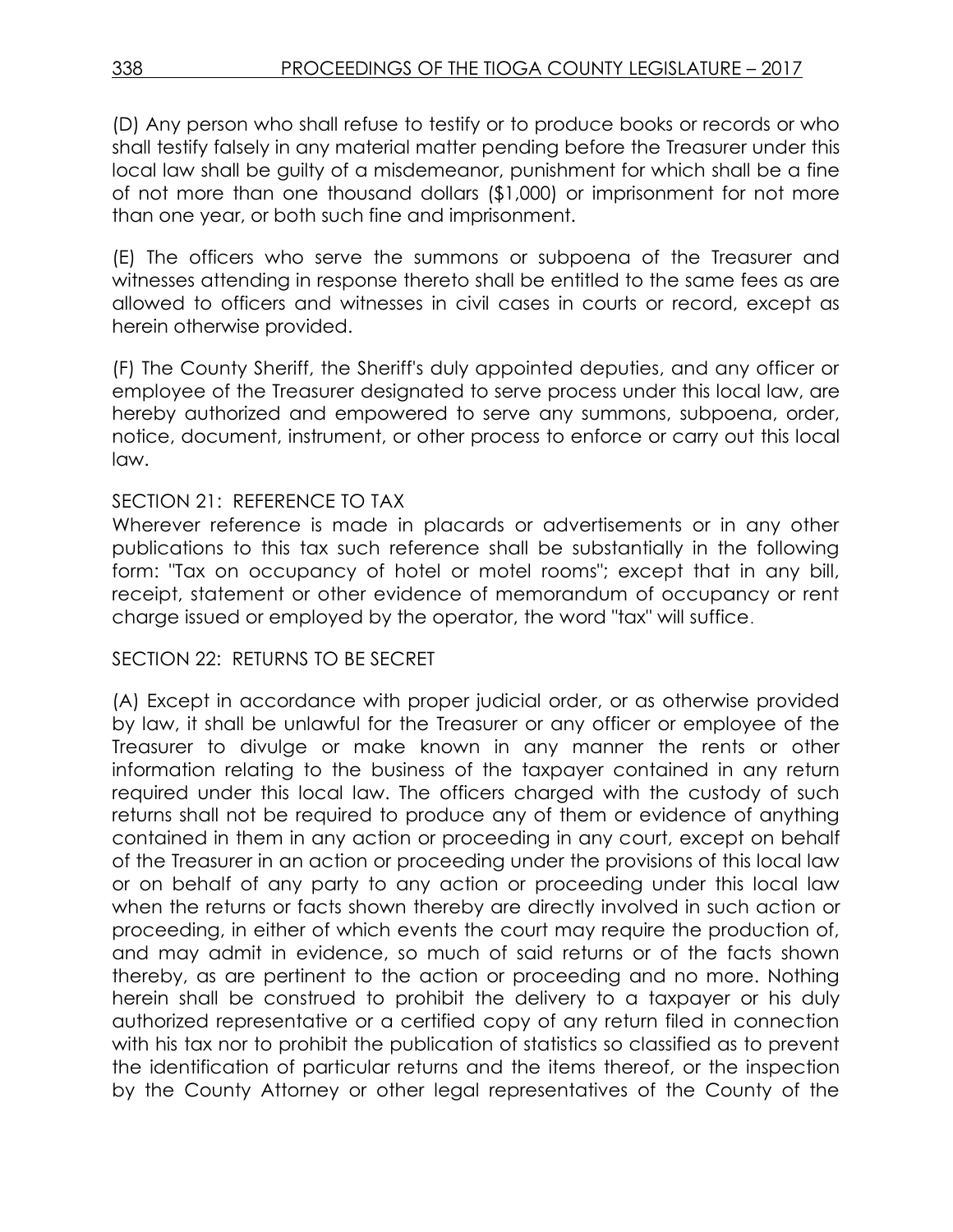(D) Any person who shall refuse to testify or to produce books or records or who shall testify falsely in any material matter pending before the Treasurer under this local law shall be guilty of a misdemeanor, punishment for which shall be a fine of not more than one thousand dollars ($1,000) or imprisonment for not more than one year, or both such fine and imprisonment.

(E) The officers who serve the summons or subpoena of the Treasurer and witnesses attending in response thereto shall be entitled to the same fees as are allowed to officers and witnesses in civil cases in courts or record, except as herein otherwise provided.

(F) The County Sheriff, the Sheriff's duly appointed deputies, and any officer or employee of the Treasurer designated to serve process under this local law, are hereby authorized and empowered to serve any summons, subpoena, order, notice, document, instrument, or other process to enforce or carry out this local law.

SECTION 21: REFERENCE TO TAX

Wherever reference is made in placards or advertisements or in any other publications to this tax such reference shall be substantially in the following form: "Tax on occupancy of hotel or motel rooms"; except that in any bill, receipt, statement or other evidence of memorandum of occupancy or rent charge issued or employed by the operator, the word "tax" will suffice.

SECTION 22: RETURNS TO BE SECRET

(A) Except in accordance with proper judicial order, or as otherwise provided by law, it shall be unlawful for the Treasurer or any officer or employee of the Treasurer to divulge or make known in any manner the rents or other information relating to the business of the taxpayer contained in any return required under this local law. The officers charged with the custody of such returns shall not be required to produce any of them or evidence of anything contained in them in any action or proceeding in any court, except on behalf of the Treasurer in an action or proceeding under the provisions of this local law or on behalf of any party to any action or proceeding under this local law when the returns or facts shown thereby are directly involved in such action or proceeding, in either of which events the court may require the production of, and may admit in evidence, so much of said returns or of the facts shown thereby, as are pertinent to the action or proceeding and no more. Nothing herein shall be construed to prohibit the delivery to a taxpayer or his duly authorized representative or a certified copy of any return filed in connection with his tax nor to prohibit the publication of statistics so classified as to prevent the identification of particular returns and the items thereof, or the inspection by the County Attorney or other legal representatives of the County of the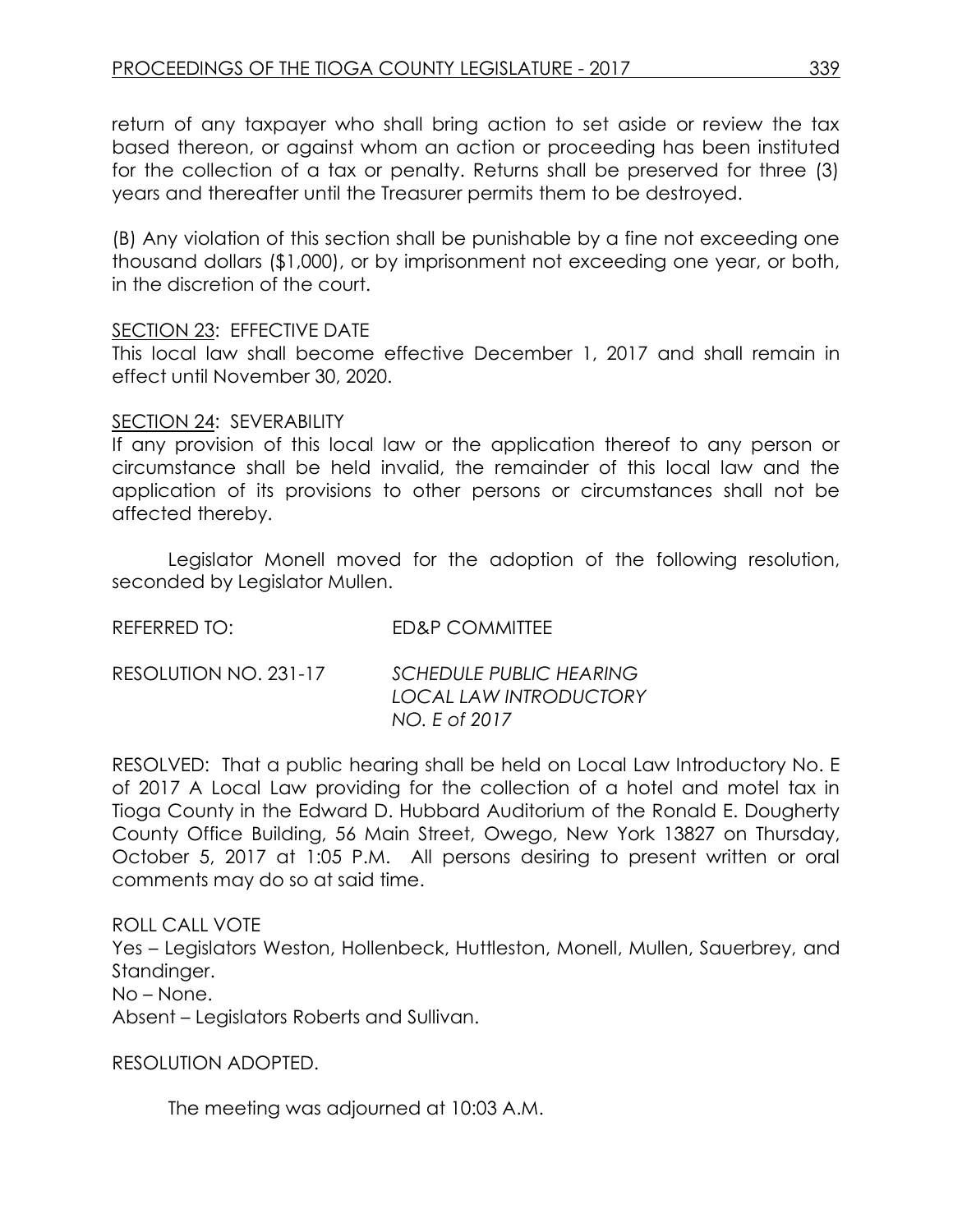return of any taxpayer who shall bring action to set aside or review the tax based thereon, or against whom an action or proceeding has been instituted for the collection of a tax or penalty. Returns shall be preserved for three (3) years and thereafter until the Treasurer permits them to be destroyed.

(B) Any violation of this section shall be punishable by a fine not exceeding one thousand dollars ($1,000), or by imprisonment not exceeding one year, or both, in the discretion of the court.

<u>SECTION 23</u>: EFFECTIVE DATE

This local law shall become effective December 1, 2017 and shall remain in effect until November 30, 2020.

<u>SECTION 24</u>: SEVERABILITY

If any provision of this local law or the application thereof to any person or circumstance shall be held invalid, the remainder of this local law and the application of its provisions to other persons or circumstances shall not be affected thereby.

Legislator Monell moved for the adoption of the following resolution, seconded by Legislator Mullen.

REFERRED TO: ED&P COMMITTEE

RESOLUTION NO. 231-17 *SCHEDULE PUBLIC HEARING LOCAL LAW INTRODUCTORY NO. E of 2017*

RESOLVED: That a public hearing shall be held on Local Law Introductory No. E of 2017 A Local Law providing for the collection of a hotel and motel tax in Tioga County in the Edward D. Hubbard Auditorium of the Ronald E. Dougherty County Office Building, 56 Main Street, Owego, New York 13827 on Thursday, October 5, 2017 at 1:05 P.M. All persons desiring to present written or oral comments may do so at said time.

ROLL CALL VOTE

Yes – Legislators Weston, Hollenbeck, Huttleston, Monell, Mullen, Sauerbrey, and Standinger.

No – None.

Absent – Legislators Roberts and Sullivan.

RESOLUTION ADOPTED.

The meeting was adjourned at 10:03 A.M.